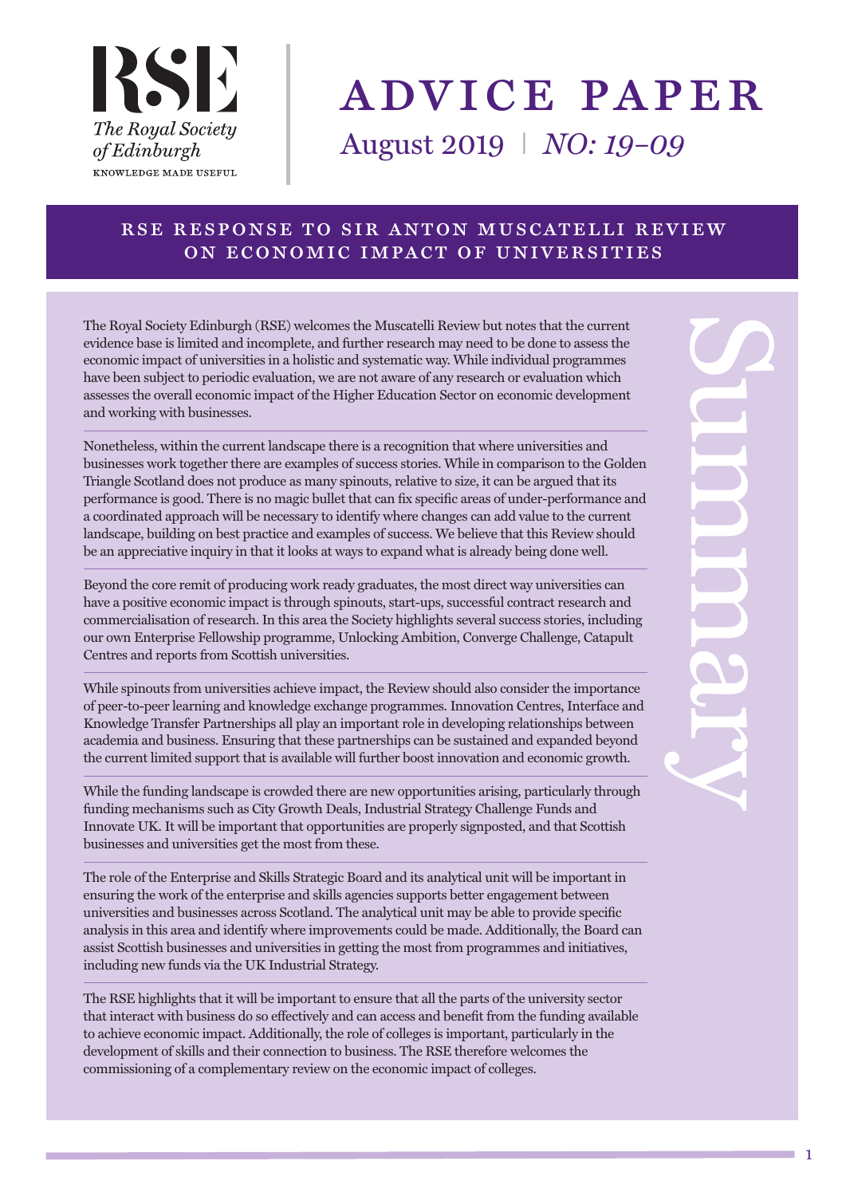RSE

*The Royal Society of Edinburgh*

KNOWLEDGE MADE USEFUL

# ADVICE PAPER

August 2019 | *NO: 19-09*

## RSE RESPONSE TO SIR ANTON MUSCATELLI REVIEW ON ECONOMIC IMPACT OF UNIVERSITIES

### Summary

The Royal Society Edinburgh (RSE) welcomes the Muscatelli Review but notes that the current evidence base is limited and incomplete, and further research may need to be done to assess the economic impact of universities in a holistic and systematic way. While individual programmes have been subject to periodic evaluation, we are not aware of any research or evaluation which assesses the overall economic impact of the Higher Education Sector on economic development and working with businesses.

Nonetheless, within the current landscape there is a recognition that where universities and businesses work together there are examples of success stories. While in comparison to the Golden Triangle Scotland does not produce as many spinouts, relative to size, it can be argued that its performance is good. There is no magic bullet that can fix specific areas of under-performance and a coordinated approach will be necessary to identify where changes can add value to the current landscape, building on best practice and examples of success. We believe that this Review should be an appreciative inquiry in that it looks at ways to expand what is already being done well.

Beyond the core remit of producing work ready graduates, the most direct way universities can have a positive economic impact is through spinouts, start-ups, successful contract research and commercialisation of research. In this area the Society highlights several success stories, including our own Enterprise Fellowship programme, Unlocking Ambition, Converge Challenge, Catapult Centres and reports from Scottish universities.

While spinouts from universities achieve impact, the Review should also consider the importance of peer-to-peer learning and knowledge exchange programmes. Innovation Centres, Interface and Knowledge Transfer Partnerships all play an important role in developing relationships between academia and business. Ensuring that these partnerships can be sustained and expanded beyond the current limited support that is available will further boost innovation and economic growth.

While the funding landscape is crowded there are new opportunities arising, particularly through funding mechanisms such as City Growth Deals, Industrial Strategy Challenge Funds and Innovate UK. It will be important that opportunities are properly signposted, and that Scottish businesses and universities get the most from these.

The role of the Enterprise and Skills Strategic Board and its analytical unit will be important in ensuring the work of the enterprise and skills agencies supports better engagement between universities and businesses across Scotland. The analytical unit may be able to provide specific analysis in this area and identify where improvements could be made. Additionally, the Board can assist Scottish businesses and universities in getting the most from programmes and initiatives, including new funds via the UK Industrial Strategy.

The RSE highlights that it will be important to ensure that all the parts of the university sector that interact with business do so effectively and can access and benefit from the funding available to achieve economic impact. Additionally, the role of colleges is important, particularly in the development of skills and their connection to business. The RSE therefore welcomes the commissioning of a complementary review on the economic impact of colleges.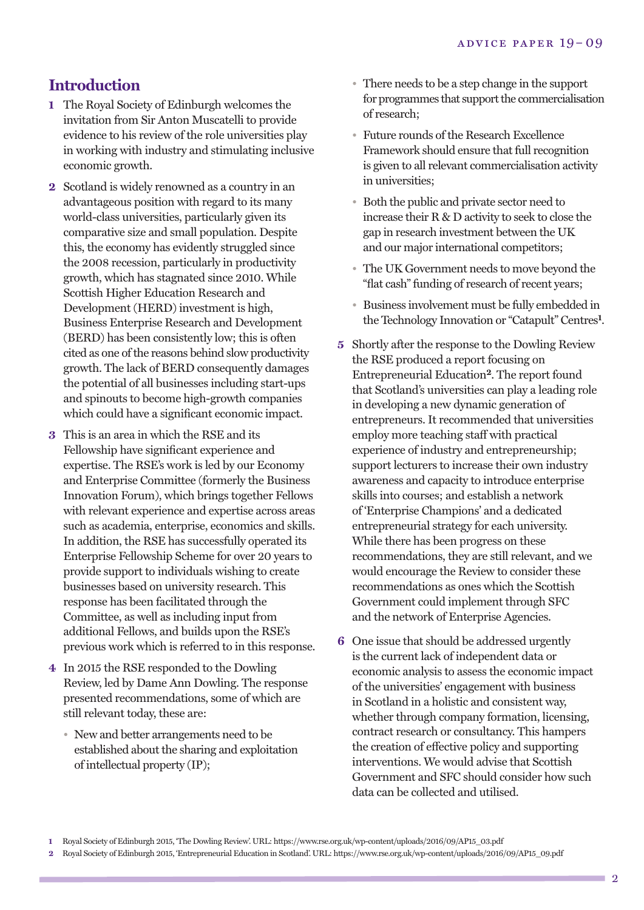## Introduction

**1** The Royal Society of Edinburgh welcomes the invitation from Sir Anton Muscatelli to provide evidence to his review of the role universities play in working with industry and stimulating inclusive economic growth.

**2** Scotland is widely renowned as a country in an advantageous position with regard to its many world-class universities, particularly given its comparative size and small population. Despite this, the economy has evidently struggled since the 2008 recession, particularly in productivity growth, which has stagnated since 2010. While Scottish Higher Education Research and Development (HERD) investment is high, Business Enterprise Research and Development (BERD) has been consistently low; this is often cited as one of the reasons behind slow productivity growth. The lack of BERD consequently damages the potential of all businesses including start-ups and spinouts to become high-growth companies which could have a significant economic impact.

**3** This is an area in which the RSE and its Fellowship have significant experience and expertise. The RSE's work is led by our Economy and Enterprise Committee (formerly the Business Innovation Forum), which brings together Fellows with relevant experience and expertise across areas such as academia, enterprise, economics and skills. In addition, the RSE has successfully operated its Enterprise Fellowship Scheme for over 20 years to provide support to individuals wishing to create businesses based on university research. This response has been facilitated through the Committee, as well as including input from additional Fellows, and builds upon the RSE's previous work which is referred to in this response.

**4** In 2015 the RSE responded to the Dowling Review, led by Dame Ann Dowling. The response presented recommendations, some of which are still relevant today, these are:

- New and better arrangements need to be established about the sharing and exploitation of intellectual property (IP);
- There needs to be a step change in the support for programmes that support the commercialisation of research;
- Future rounds of the Research Excellence Framework should ensure that full recognition is given to all relevant commercialisation activity in universities;
- Both the public and private sector need to increase their R & D activity to seek to close the gap in research investment between the UK and our major international competitors;
- The UK Government needs to move beyond the "flat cash" funding of research of recent years;
- Business involvement must be fully embedded in the Technology Innovation or "Catapult" Centres[1].

**5** Shortly after the response to the Dowling Review the RSE produced a report focusing on Entrepreneurial Education[2]. The report found that Scotland's universities can play a leading role in developing a new dynamic generation of entrepreneurs. It recommended that universities employ more teaching staff with practical experience of industry and entrepreneurship; support lecturers to increase their own industry awareness and capacity to introduce enterprise skills into courses; and establish a network of 'Enterprise Champions' and a dedicated entrepreneurial strategy for each university. While there has been progress on these recommendations, they are still relevant, and we would encourage the Review to consider these recommendations as ones which the Scottish Government could implement through SFC and the network of Enterprise Agencies.

**6** One issue that should be addressed urgently is the current lack of independent data or economic analysis to assess the economic impact of the universities' engagement with business in Scotland in a holistic and consistent way, whether through company formation, licensing, contract research or consultancy. This hampers the creation of effective policy and supporting interventions. We would advise that Scottish Government and SFC should consider how such data can be collected and utilised.

---

1 Royal Society of Edinburgh 2015, 'The Dowling Review'. URL: https://www.rse.org.uk/wp-content/uploads/2016/09/AP15_03.pdf

2 Royal Society of Edinburgh 2015, 'Entrepreneurial Education in Scotland'. URL: https://www.rse.org.uk/wp-content/uploads/2016/09/AP15_09.pdf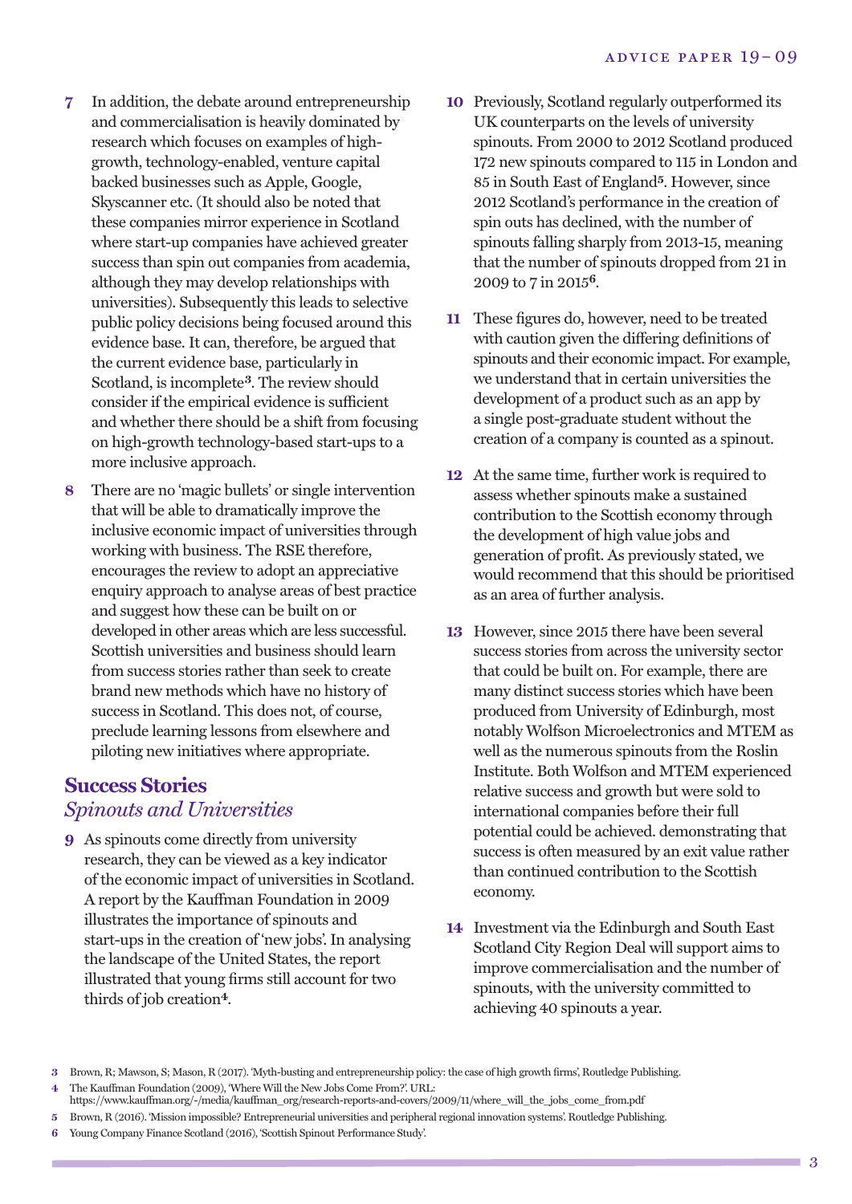7 In addition, the debate around entrepreneurship and commercialisation is heavily dominated by research which focuses on examples of high-growth, technology-enabled, venture capital backed businesses such as Apple, Google, Skyscanner etc. (It should also be noted that these companies mirror experience in Scotland where start-up companies have achieved greater success than spin out companies from academia, although they may develop relationships with universities). Subsequently this leads to selective public policy decisions being focused around this evidence base. It can, therefore, be argued that the current evidence base, particularly in Scotland, is incomplete[3]. The review should consider if the empirical evidence is sufficient and whether there should be a shift from focusing on high-growth technology-based start-ups to a more inclusive approach.

8 There are no 'magic bullets' or single intervention that will be able to dramatically improve the inclusive economic impact of universities through working with business. The RSE therefore, encourages the review to adopt an appreciative enquiry approach to analyse areas of best practice and suggest how these can be built on or developed in other areas which are less successful. Scottish universities and business should learn from success stories rather than seek to create brand new methods which have no history of success in Scotland. This does not, of course, preclude learning lessons from elsewhere and piloting new initiatives where appropriate.

## Success Stories

### *Spinouts and Universities*

9 As spinouts come directly from university research, they can be viewed as a key indicator of the economic impact of universities in Scotland. A report by the Kauffman Foundation in 2009 illustrates the importance of spinouts and start-ups in the creation of 'new jobs'. In analysing the landscape of the United States, the report illustrated that young firms still account for two thirds of job creation[4].

10 Previously, Scotland regularly outperformed its UK counterparts on the levels of university spinouts. From 2000 to 2012 Scotland produced 172 new spinouts compared to 115 in London and 85 in South East of England[5]. However, since 2012 Scotland's performance in the creation of spin outs has declined, with the number of spinouts falling sharply from 2013-15, meaning that the number of spinouts dropped from 21 in 2009 to 7 in 2015[6].

11 These figures do, however, need to be treated with caution given the differing definitions of spinouts and their economic impact. For example, we understand that in certain universities the development of a product such as an app by a single post-graduate student without the creation of a company is counted as a spinout.

12 At the same time, further work is required to assess whether spinouts make a sustained contribution to the Scottish economy through the development of high value jobs and generation of profit. As previously stated, we would recommend that this should be prioritised as an area of further analysis.

13 However, since 2015 there have been several success stories from across the university sector that could be built on. For example, there are many distinct success stories which have been produced from University of Edinburgh, most notably Wolfson Microelectronics and MTEM as well as the numerous spinouts from the Roslin Institute. Both Wolfson and MTEM experienced relative success and growth but were sold to international companies before their full potential could be achieved. demonstrating that success is often measured by an exit value rather than continued contribution to the Scottish economy.

14 Investment via the Edinburgh and South East Scotland City Region Deal will support aims to improve commercialisation and the number of spinouts, with the university committed to achieving 40 spinouts a year.

3 Brown, R; Mawson, S; Mason, R (2017). 'Myth-busting and entrepreneurship policy: the case of high growth firms', Routledge Publishing.

4 The Kauffman Foundation (2009), 'Where Will the New Jobs Come From?'. URL: https://www.kauffman.org/-/media/kauffman_org/research-reports-and-covers/2009/11/where_will_the_jobs_come_from.pdf

5 Brown, R (2016). 'Mission impossible? Entrepreneurial universities and peripheral regional innovation systems'. Routledge Publishing.

6 Young Company Finance Scotland (2016), 'Scottish Spinout Performance Study'.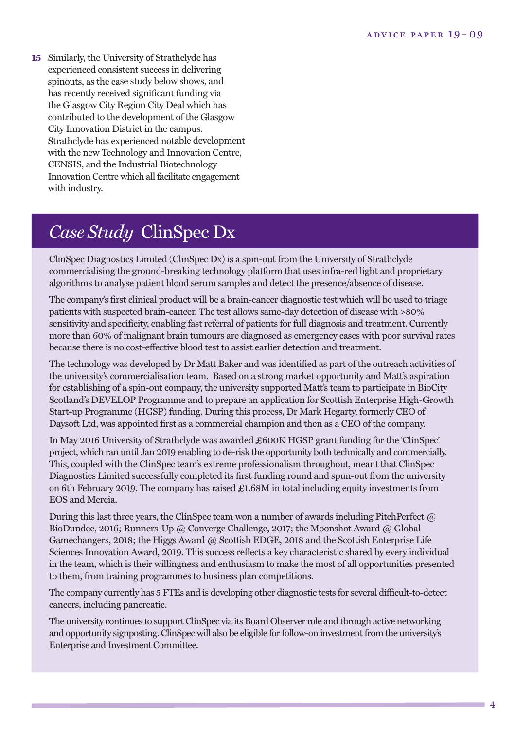15 Similarly, the University of Strathclyde has experienced consistent success in delivering spinouts, as the case study below shows, and has recently received significant funding via the Glasgow City Region City Deal which has contributed to the development of the Glasgow City Innovation District in the campus. Strathclyde has experienced notable development with the new Technology and Innovation Centre, CENSIS, and the Industrial Biotechnology Innovation Centre which all facilitate engagement with industry.

## *Case Study* ClinSpec Dx

ClinSpec Diagnostics Limited (ClinSpec Dx) is a spin-out from the University of Strathclyde commercialising the ground-breaking technology platform that uses infra-red light and proprietary algorithms to analyse patient blood serum samples and detect the presence/absence of disease.

The company's first clinical product will be a brain-cancer diagnostic test which will be used to triage patients with suspected brain-cancer. The test allows same-day detection of disease with >80% sensitivity and specificity, enabling fast referral of patients for full diagnosis and treatment. Currently more than 60% of malignant brain tumours are diagnosed as emergency cases with poor survival rates because there is no cost-effective blood test to assist earlier detection and treatment.

The technology was developed by Dr Matt Baker and was identified as part of the outreach activities of the university's commercialisation team. Based on a strong market opportunity and Matt's aspiration for establishing of a spin-out company, the university supported Matt's team to participate in BioCity Scotland's DEVELOP Programme and to prepare an application for Scottish Enterprise High-Growth Start-up Programme (HGSP) funding. During this process, Dr Mark Hegarty, formerly CEO of Daysoft Ltd, was appointed first as a commercial champion and then as a CEO of the company.

In May 2016 University of Strathclyde was awarded £600K HGSP grant funding for the 'ClinSpec' project, which ran until Jan 2019 enabling to de-risk the opportunity both technically and commercially. This, coupled with the ClinSpec team's extreme professionalism throughout, meant that ClinSpec Diagnostics Limited successfully completed its first funding round and spun-out from the university on 6th February 2019. The company has raised £1.68M in total including equity investments from EOS and Mercia.

During this last three years, the ClinSpec team won a number of awards including PitchPerfect @ BioDundee, 2016; Runners-Up @ Converge Challenge, 2017; the Moonshot Award @ Global Gamechangers, 2018; the Higgs Award @ Scottish EDGE, 2018 and the Scottish Enterprise Life Sciences Innovation Award, 2019. This success reflects a key characteristic shared by every individual in the team, which is their willingness and enthusiasm to make the most of all opportunities presented to them, from training programmes to business plan competitions.

The company currently has 5 FTEs and is developing other diagnostic tests for several difficult-to-detect cancers, including pancreatic.

The university continues to support ClinSpec via its Board Observer role and through active networking and opportunity signposting. ClinSpec will also be eligible for follow-on investment from the university's Enterprise and Investment Committee.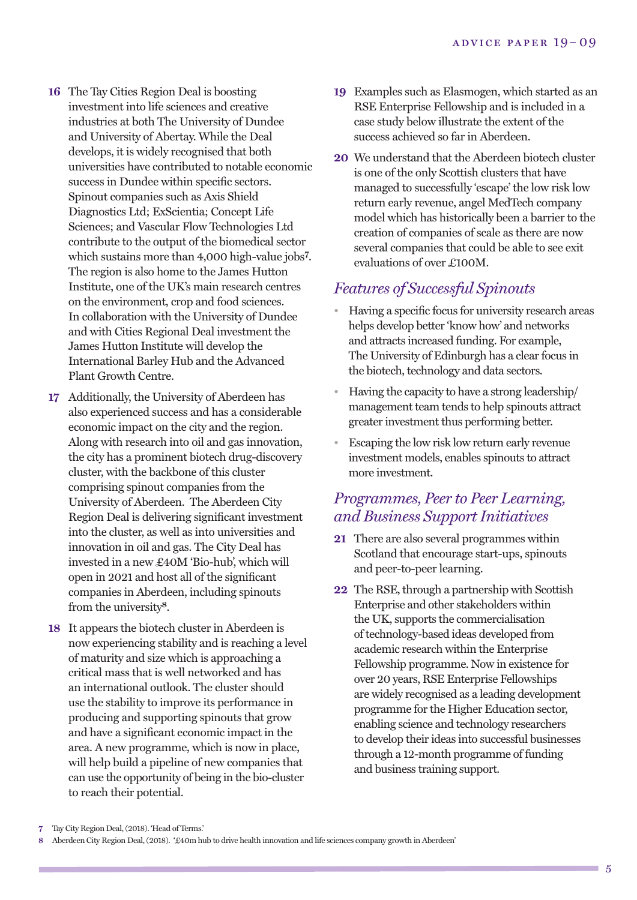16 The Tay Cities Region Deal is boosting investment into life sciences and creative industries at both The University of Dundee and University of Abertay. While the Deal develops, it is widely recognised that both universities have contributed to notable economic success in Dundee within specific sectors. Spinout companies such as Axis Shield Diagnostics Ltd; ExScientia; Concept Life Sciences; and Vascular Flow Technologies Ltd contribute to the output of the biomedical sector which sustains more than 4,000 high-value jobs[7]. The region is also home to the James Hutton Institute, one of the UK's main research centres on the environment, crop and food sciences. In collaboration with the University of Dundee and with Cities Regional Deal investment the James Hutton Institute will develop the International Barley Hub and the Advanced Plant Growth Centre.

17 Additionally, the University of Aberdeen has also experienced success and has a considerable economic impact on the city and the region. Along with research into oil and gas innovation, the city has a prominent biotech drug-discovery cluster, with the backbone of this cluster comprising spinout companies from the University of Aberdeen. The Aberdeen City Region Deal is delivering significant investment into the cluster, as well as into universities and innovation in oil and gas. The City Deal has invested in a new £40M 'Bio-hub', which will open in 2021 and host all of the significant companies in Aberdeen, including spinouts from the university[8].

18 It appears the biotech cluster in Aberdeen is now experiencing stability and is reaching a level of maturity and size which is approaching a critical mass that is well networked and has an international outlook. The cluster should use the stability to improve its performance in producing and supporting spinouts that grow and have a significant economic impact in the area. A new programme, which is now in place, will help build a pipeline of new companies that can use the opportunity of being in the bio-cluster to reach their potential.

19 Examples such as Elasmogen, which started as an RSE Enterprise Fellowship and is included in a case study below illustrate the extent of the success achieved so far in Aberdeen.

20 We understand that the Aberdeen biotech cluster is one of the only Scottish clusters that have managed to successfully 'escape' the low risk low return early revenue, angel MedTech company model which has historically been a barrier to the creation of companies of scale as there are now several companies that could be able to see exit evaluations of over £100M.

## *Features of Successful Spinouts*

- Having a specific focus for university research areas helps develop better 'know how' and networks and attracts increased funding. For example, The University of Edinburgh has a clear focus in the biotech, technology and data sectors.
- Having the capacity to have a strong leadership/management team tends to help spinouts attract greater investment thus performing better.
- Escaping the low risk low return early revenue investment models, enables spinouts to attract more investment.

## *Programmes, Peer to Peer Learning, and Business Support Initiatives*

21 There are also several programmes within Scotland that encourage start-ups, spinouts and peer-to-peer learning.

22 The RSE, through a partnership with Scottish Enterprise and other stakeholders within the UK, supports the commercialisation of technology-based ideas developed from academic research within the Enterprise Fellowship programme. Now in existence for over 20 years, RSE Enterprise Fellowships are widely recognised as a leading development programme for the Higher Education sector, enabling science and technology researchers to develop their ideas into successful businesses through a 12-month programme of funding and business training support.

---

7 Tay City Region Deal, (2018). 'Head of Terms.'

8 Aberdeen City Region Deal, (2018). '£40m hub to drive health innovation and life sciences company growth in Aberdeen'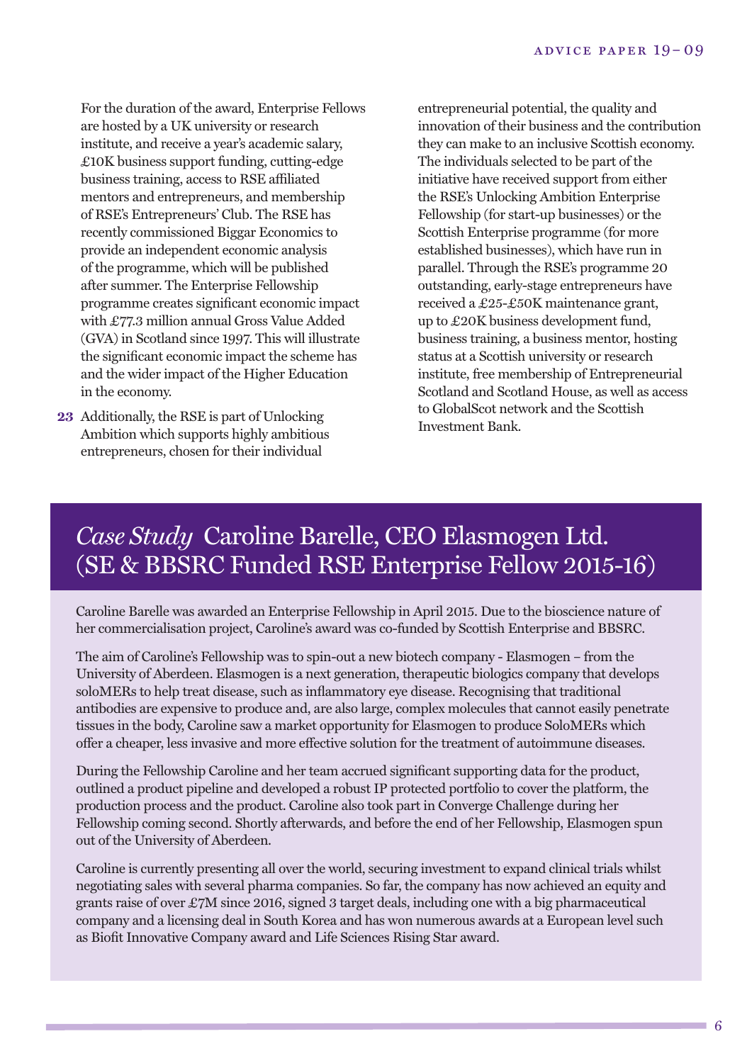For the duration of the award, Enterprise Fellows are hosted by a UK university or research institute, and receive a year's academic salary, £10K business support funding, cutting-edge business training, access to RSE affiliated mentors and entrepreneurs, and membership of RSE's Entrepreneurs' Club. The RSE has recently commissioned Biggar Economics to provide an independent economic analysis of the programme, which will be published after summer. The Enterprise Fellowship programme creates significant economic impact with £77.3 million annual Gross Value Added (GVA) in Scotland since 1997. This will illustrate the significant economic impact the scheme has and the wider impact of the Higher Education in the economy.

**23** Additionally, the RSE is part of Unlocking Ambition which supports highly ambitious entrepreneurs, chosen for their individual entrepreneurial potential, the quality and innovation of their business and the contribution they can make to an inclusive Scottish economy. The individuals selected to be part of the initiative have received support from either the RSE's Unlocking Ambition Enterprise Fellowship (for start-up businesses) or the Scottish Enterprise programme (for more established businesses), which have run in parallel. Through the RSE's programme 20 outstanding, early-stage entrepreneurs have received a £25-£50K maintenance grant, up to £20K business development fund, business training, a business mentor, hosting status at a Scottish university or research institute, free membership of Entrepreneurial Scotland and Scotland House, as well as access to GlobalScot network and the Scottish Investment Bank.

## *Case Study* Caroline Barelle, CEO Elasmogen Ltd. (SE & BBSRC Funded RSE Enterprise Fellow 2015-16)

Caroline Barelle was awarded an Enterprise Fellowship in April 2015. Due to the bioscience nature of her commercialisation project, Caroline's award was co-funded by Scottish Enterprise and BBSRC.

The aim of Caroline's Fellowship was to spin-out a new biotech company - Elasmogen – from the University of Aberdeen. Elasmogen is a next generation, therapeutic biologics company that develops soloMERs to help treat disease, such as inflammatory eye disease. Recognising that traditional antibodies are expensive to produce and, are also large, complex molecules that cannot easily penetrate tissues in the body, Caroline saw a market opportunity for Elasmogen to produce SoloMERs which offer a cheaper, less invasive and more effective solution for the treatment of autoimmune diseases.

During the Fellowship Caroline and her team accrued significant supporting data for the product, outlined a product pipeline and developed a robust IP protected portfolio to cover the platform, the production process and the product. Caroline also took part in Converge Challenge during her Fellowship coming second. Shortly afterwards, and before the end of her Fellowship, Elasmogen spun out of the University of Aberdeen.

Caroline is currently presenting all over the world, securing investment to expand clinical trials whilst negotiating sales with several pharma companies. So far, the company has now achieved an equity and grants raise of over £7M since 2016, signed 3 target deals, including one with a big pharmaceutical company and a licensing deal in South Korea and has won numerous awards at a European level such as Biofit Innovative Company award and Life Sciences Rising Star award.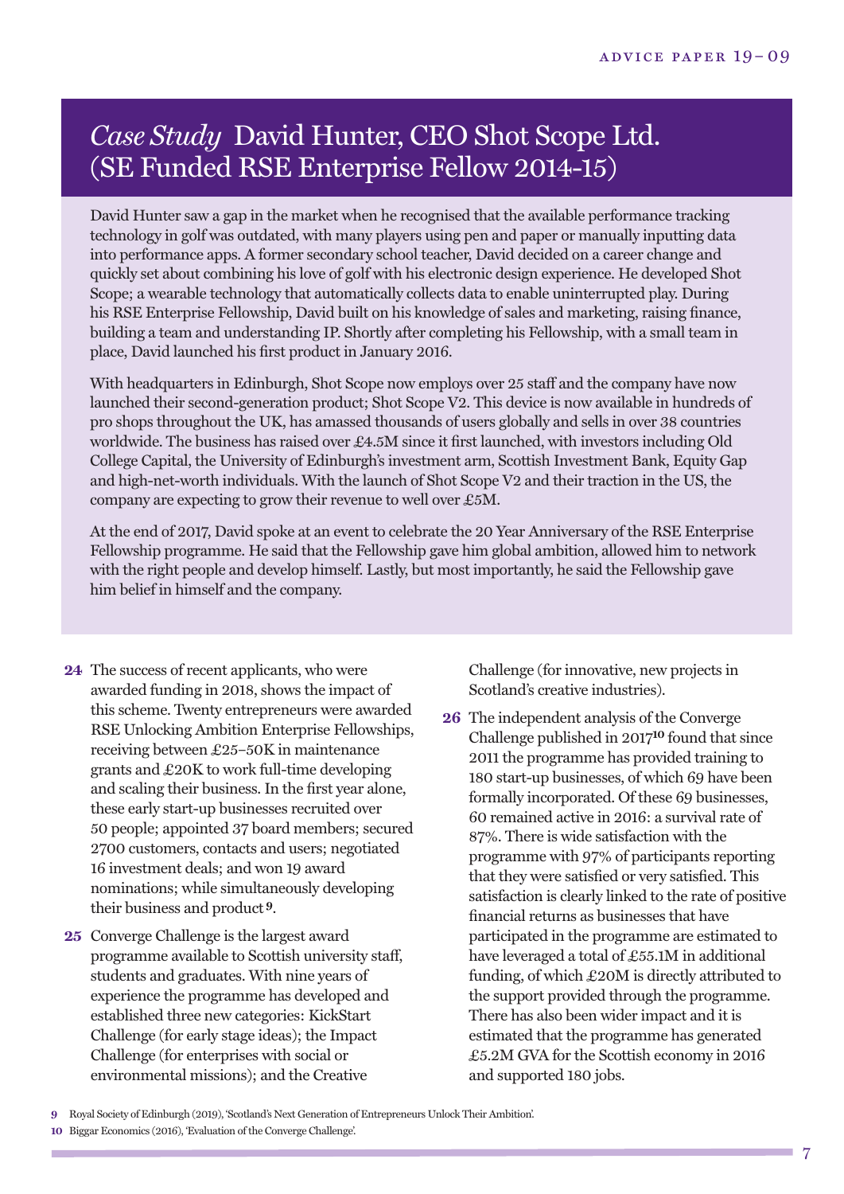## *Case Study* David Hunter, CEO Shot Scope Ltd. (SE Funded RSE Enterprise Fellow 2014-15)

David Hunter saw a gap in the market when he recognised that the available performance tracking technology in golf was outdated, with many players using pen and paper or manually inputting data into performance apps. A former secondary school teacher, David decided on a career change and quickly set about combining his love of golf with his electronic design experience. He developed Shot Scope; a wearable technology that automatically collects data to enable uninterrupted play. During his RSE Enterprise Fellowship, David built on his knowledge of sales and marketing, raising finance, building a team and understanding IP. Shortly after completing his Fellowship, with a small team in place, David launched his first product in January 2016.

With headquarters in Edinburgh, Shot Scope now employs over 25 staff and the company have now launched their second-generation product; Shot Scope V2. This device is now available in hundreds of pro shops throughout the UK, has amassed thousands of users globally and sells in over 38 countries worldwide. The business has raised over £4.5M since it first launched, with investors including Old College Capital, the University of Edinburgh's investment arm, Scottish Investment Bank, Equity Gap and high-net-worth individuals. With the launch of Shot Scope V2 and their traction in the US, the company are expecting to grow their revenue to well over £5M.

At the end of 2017, David spoke at an event to celebrate the 20 Year Anniversary of the RSE Enterprise Fellowship programme. He said that the Fellowship gave him global ambition, allowed him to network with the right people and develop himself. Lastly, but most importantly, he said the Fellowship gave him belief in himself and the company.

**24** The success of recent applicants, who were awarded funding in 2018, shows the impact of this scheme. Twenty entrepreneurs were awarded RSE Unlocking Ambition Enterprise Fellowships, receiving between £25–50K in maintenance grants and £20K to work full-time developing and scaling their business. In the first year alone, these early start-up businesses recruited over 50 people; appointed 37 board members; secured 2700 customers, contacts and users; negotiated 16 investment deals; and won 19 award nominations; while simultaneously developing their business and product[9].

**25** Converge Challenge is the largest award programme available to Scottish university staff, students and graduates. With nine years of experience the programme has developed and established three new categories: KickStart Challenge (for early stage ideas); the Impact Challenge (for enterprises with social or environmental missions); and the Creative Challenge (for innovative, new projects in Scotland's creative industries).

**26** The independent analysis of the Converge Challenge published in 2017[10] found that since 2011 the programme has provided training to 180 start-up businesses, of which 69 have been formally incorporated. Of these 69 businesses, 60 remained active in 2016: a survival rate of 87%. There is wide satisfaction with the programme with 97% of participants reporting that they were satisfied or very satisfied. This satisfaction is clearly linked to the rate of positive financial returns as businesses that have participated in the programme are estimated to have leveraged a total of £55.1M in additional funding, of which £20M is directly attributed to the support provided through the programme. There has also been wider impact and it is estimated that the programme has generated £5.2M GVA for the Scottish economy in 2016 and supported 180 jobs.

---

9 Royal Society of Edinburgh (2019), 'Scotland's Next Generation of Entrepreneurs Unlock Their Ambition'.

10 Biggar Economics (2016), 'Evaluation of the Converge Challenge'.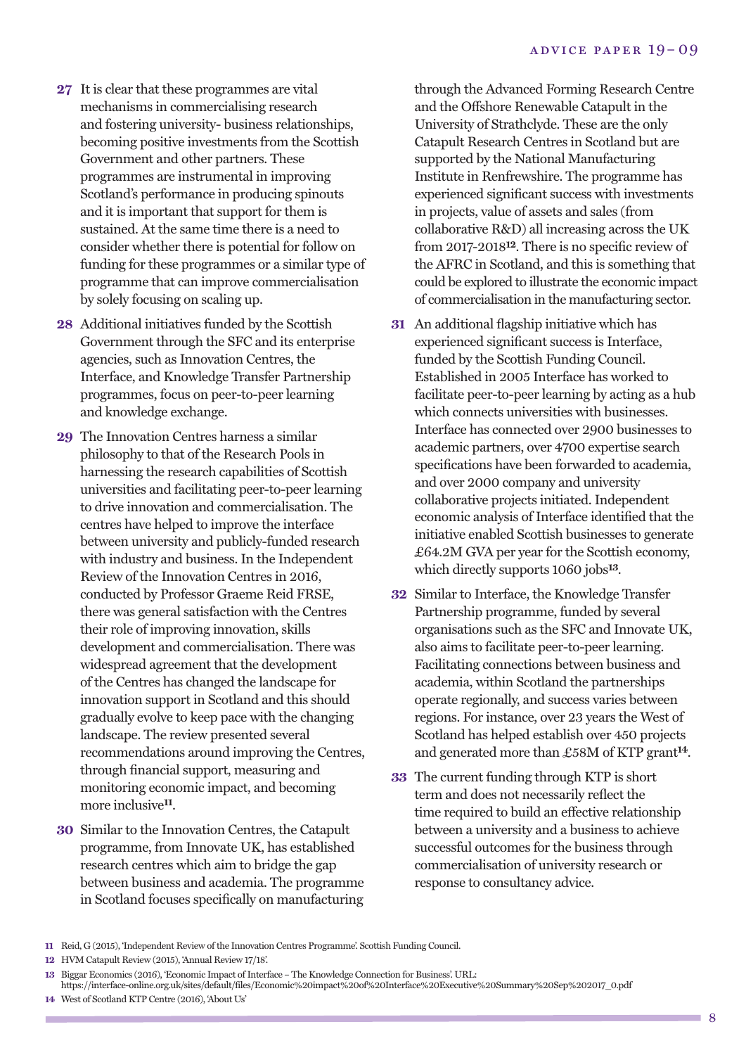**27** It is clear that these programmes are vital mechanisms in commercialising research and fostering university- business relationships, becoming positive investments from the Scottish Government and other partners. These programmes are instrumental in improving Scotland's performance in producing spinouts and it is important that support for them is sustained. At the same time there is a need to consider whether there is potential for follow on funding for these programmes or a similar type of programme that can improve commercialisation by solely focusing on scaling up.

**28** Additional initiatives funded by the Scottish Government through the SFC and its enterprise agencies, such as Innovation Centres, the Interface, and Knowledge Transfer Partnership programmes, focus on peer-to-peer learning and knowledge exchange.

**29** The Innovation Centres harness a similar philosophy to that of the Research Pools in harnessing the research capabilities of Scottish universities and facilitating peer-to-peer learning to drive innovation and commercialisation. The centres have helped to improve the interface between university and publicly-funded research with industry and business. In the Independent Review of the Innovation Centres in 2016, conducted by Professor Graeme Reid FRSE, there was general satisfaction with the Centres their role of improving innovation, skills development and commercialisation. There was widespread agreement that the development of the Centres has changed the landscape for innovation support in Scotland and this should gradually evolve to keep pace with the changing landscape. The review presented several recommendations around improving the Centres, through financial support, measuring and monitoring economic impact, and becoming more inclusive[11].

**30** Similar to the Innovation Centres, the Catapult programme, from Innovate UK, has established research centres which aim to bridge the gap between business and academia. The programme in Scotland focuses specifically on manufacturing through the Advanced Forming Research Centre and the Offshore Renewable Catapult in the University of Strathclyde. These are the only Catapult Research Centres in Scotland but are supported by the National Manufacturing Institute in Renfrewshire. The programme has experienced significant success with investments in projects, value of assets and sales (from collaborative R&D) all increasing across the UK from 2017-2018[12]. There is no specific review of the AFRC in Scotland, and this is something that could be explored to illustrate the economic impact of commercialisation in the manufacturing sector.

**31** An additional flagship initiative which has experienced significant success is Interface, funded by the Scottish Funding Council. Established in 2005 Interface has worked to facilitate peer-to-peer learning by acting as a hub which connects universities with businesses. Interface has connected over 2900 businesses to academic partners, over 4700 expertise search specifications have been forwarded to academia, and over 2000 company and university collaborative projects initiated. Independent economic analysis of Interface identified that the initiative enabled Scottish businesses to generate £64.2M GVA per year for the Scottish economy, which directly supports 1060 jobs[13].

**32** Similar to Interface, the Knowledge Transfer Partnership programme, funded by several organisations such as the SFC and Innovate UK, also aims to facilitate peer-to-peer learning. Facilitating connections between business and academia, within Scotland the partnerships operate regionally, and success varies between regions. For instance, over 23 years the West of Scotland has helped establish over 450 projects and generated more than £58M of KTP grant[14].

**33** The current funding through KTP is short term and does not necessarily reflect the time required to build an effective relationship between a university and a business to achieve successful outcomes for the business through commercialisation of university research or response to consultancy advice.

---

**11** Reid, G (2015), 'Independent Review of the Innovation Centres Programme'. Scottish Funding Council.

**12** HVM Catapult Review (2015), 'Annual Review 17/18'.

**13** Biggar Economics (2016), 'Economic Impact of Interface – The Knowledge Connection for Business'. URL: https://interface-online.org.uk/sites/default/files/Economic%20impact%20of%20Interface%20Executive%20Summary%20Sep%202017_0.pdf

**14** West of Scotland KTP Centre (2016), 'About Us'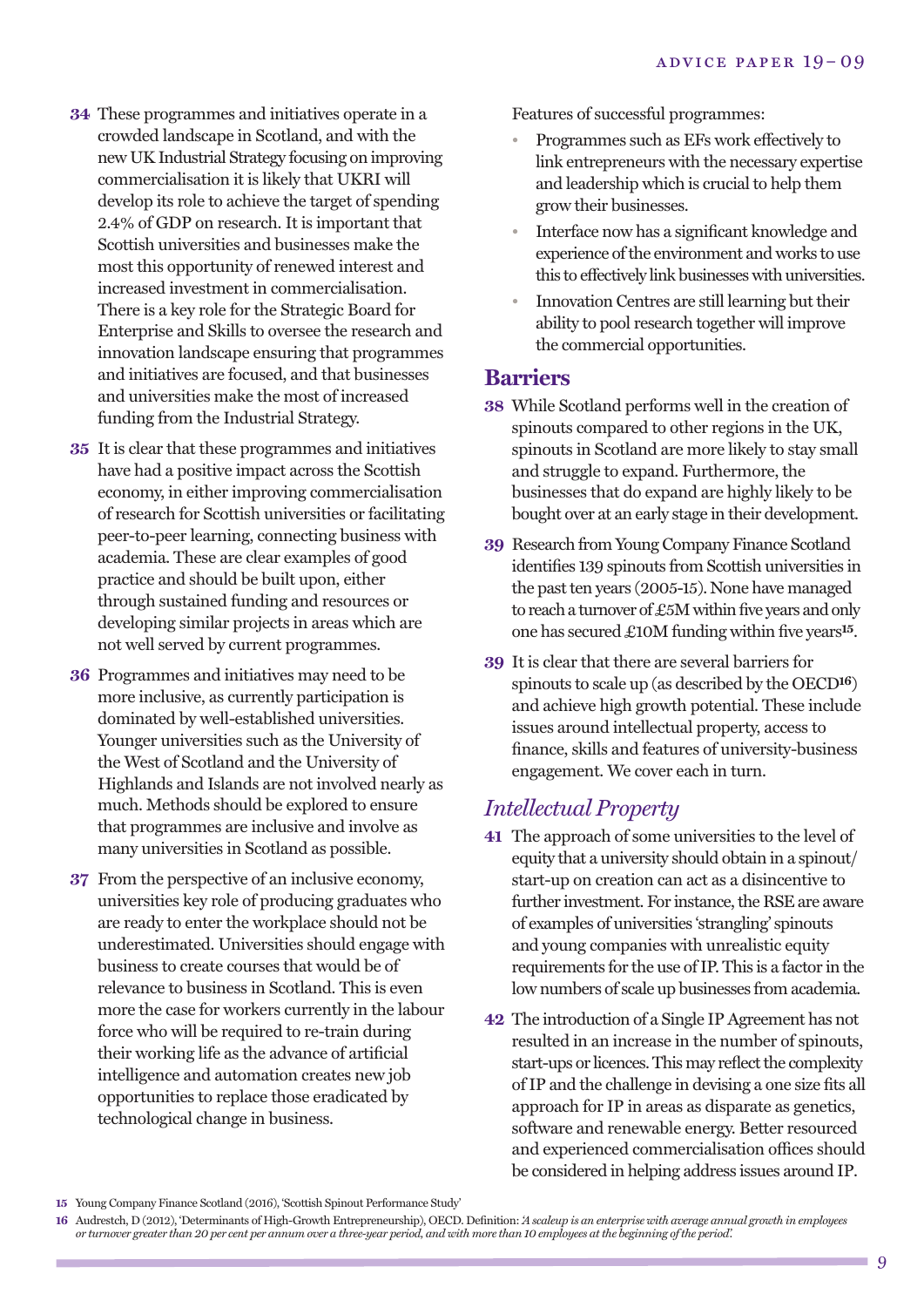**34** These programmes and initiatives operate in a crowded landscape in Scotland, and with the new UK Industrial Strategy focusing on improving commercialisation it is likely that UKRI will develop its role to achieve the target of spending 2.4% of GDP on research. It is important that Scottish universities and businesses make the most this opportunity of renewed interest and increased investment in commercialisation. There is a key role for the Strategic Board for Enterprise and Skills to oversee the research and innovation landscape ensuring that programmes and initiatives are focused, and that businesses and universities make the most of increased funding from the Industrial Strategy.

**35** It is clear that these programmes and initiatives have had a positive impact across the Scottish economy, in either improving commercialisation of research for Scottish universities or facilitating peer-to-peer learning, connecting business with academia. These are clear examples of good practice and should be built upon, either through sustained funding and resources or developing similar projects in areas which are not well served by current programmes.

**36** Programmes and initiatives may need to be more inclusive, as currently participation is dominated by well-established universities. Younger universities such as the University of the West of Scotland and the University of Highlands and Islands are not involved nearly as much. Methods should be explored to ensure that programmes are inclusive and involve as many universities in Scotland as possible.

**37** From the perspective of an inclusive economy, universities key role of producing graduates who are ready to enter the workplace should not be underestimated. Universities should engage with business to create courses that would be of relevance to business in Scotland. This is even more the case for workers currently in the labour force who will be required to re-train during their working life as the advance of artificial intelligence and automation creates new job opportunities to replace those eradicated by technological change in business.

Features of successful programmes:

- Programmes such as EFs work effectively to link entrepreneurs with the necessary expertise and leadership which is crucial to help them grow their businesses.
- Interface now has a significant knowledge and experience of the environment and works to use this to effectively link businesses with universities.
- Innovation Centres are still learning but their ability to pool research together will improve the commercial opportunities.

## Barriers

**38** While Scotland performs well in the creation of spinouts compared to other regions in the UK, spinouts in Scotland are more likely to stay small and struggle to expand. Furthermore, the businesses that do expand are highly likely to be bought over at an early stage in their development.

**39** Research from Young Company Finance Scotland identifies 139 spinouts from Scottish universities in the past ten years (2005-15). None have managed to reach a turnover of £5M within five years and only one has secured £10M funding within five years[15].

**39** It is clear that there are several barriers for spinouts to scale up (as described by the OECD[16]) and achieve high growth potential. These include issues around intellectual property, access to finance, skills and features of university-business engagement. We cover each in turn.

### *Intellectual Property*

**41** The approach of some universities to the level of equity that a university should obtain in a spinout/start-up on creation can act as a disincentive to further investment. For instance, the RSE are aware of examples of universities 'strangling' spinouts and young companies with unrealistic equity requirements for the use of IP. This is a factor in the low numbers of scale up businesses from academia.

**42** The introduction of a Single IP Agreement has not resulted in an increase in the number of spinouts, start-ups or licences. This may reflect the complexity of IP and the challenge in devising a one size fits all approach for IP in areas as disparate as genetics, software and renewable energy. Better resourced and experienced commercialisation offices should be considered in helping address issues around IP.

---

**15** Young Company Finance Scotland (2016), 'Scottish Spinout Performance Study'

**16** Audrestch, D (2012), 'Determinants of High-Growth Entrepreneurship), OECD. Definition: *'A scaleup is an enterprise with average annual growth in employees or turnover greater than 20 per cent per annum over a three-year period, and with more than 10 employees at the beginning of the period'.*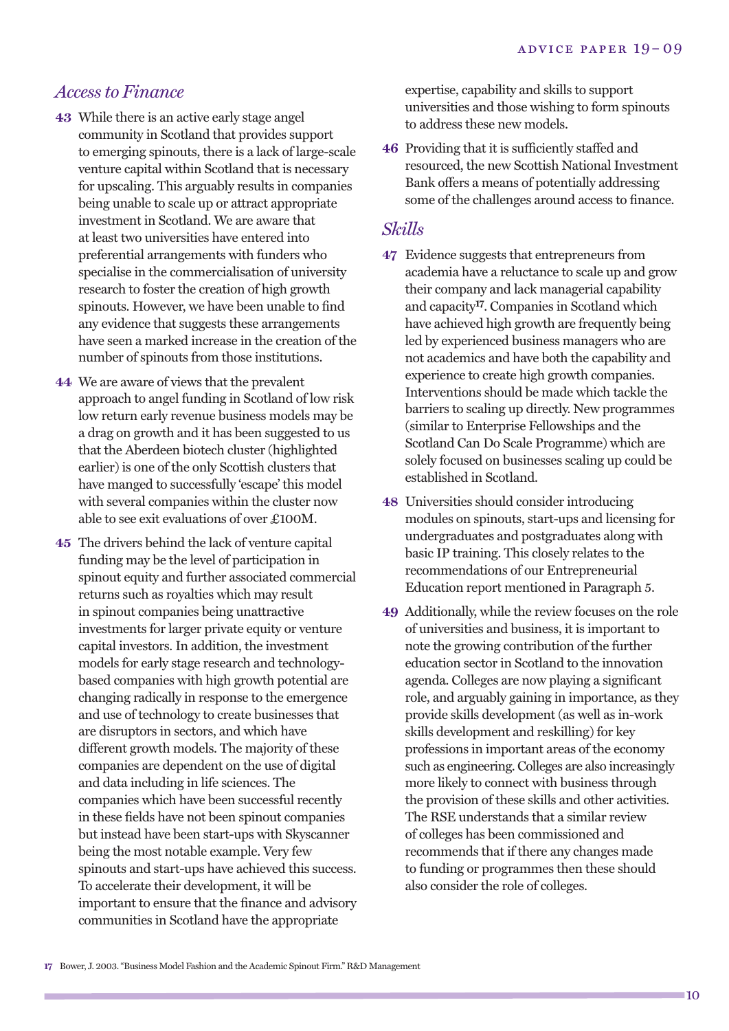## *Access to Finance*

**43** While there is an active early stage angel community in Scotland that provides support to emerging spinouts, there is a lack of large-scale venture capital within Scotland that is necessary for upscaling. This arguably results in companies being unable to scale up or attract appropriate investment in Scotland. We are aware that at least two universities have entered into preferential arrangements with funders who specialise in the commercialisation of university research to foster the creation of high growth spinouts. However, we have been unable to find any evidence that suggests these arrangements have seen a marked increase in the creation of the number of spinouts from those institutions.

**44** We are aware of views that the prevalent approach to angel funding in Scotland of low risk low return early revenue business models may be a drag on growth and it has been suggested to us that the Aberdeen biotech cluster (highlighted earlier) is one of the only Scottish clusters that have manged to successfully 'escape' this model with several companies within the cluster now able to see exit evaluations of over £100M.

**45** The drivers behind the lack of venture capital funding may be the level of participation in spinout equity and further associated commercial returns such as royalties which may result in spinout companies being unattractive investments for larger private equity or venture capital investors. In addition, the investment models for early stage research and technology-based companies with high growth potential are changing radically in response to the emergence and use of technology to create businesses that are disruptors in sectors, and which have different growth models. The majority of these companies are dependent on the use of digital and data including in life sciences. The companies which have been successful recently in these fields have not been spinout companies but instead have been start-ups with Skyscanner being the most notable example. Very few spinouts and start-ups have achieved this success. To accelerate their development, it will be important to ensure that the finance and advisory communities in Scotland have the appropriate expertise, capability and skills to support universities and those wishing to form spinouts to address these new models.

**46** Providing that it is sufficiently staffed and resourced, the new Scottish National Investment Bank offers a means of potentially addressing some of the challenges around access to finance.

## *Skills*

**47** Evidence suggests that entrepreneurs from academia have a reluctance to scale up and grow their company and lack managerial capability and capacity[17]. Companies in Scotland which have achieved high growth are frequently being led by experienced business managers who are not academics and have both the capability and experience to create high growth companies. Interventions should be made which tackle the barriers to scaling up directly. New programmes (similar to Enterprise Fellowships and the Scotland Can Do Scale Programme) which are solely focused on businesses scaling up could be established in Scotland.

**48** Universities should consider introducing modules on spinouts, start-ups and licensing for undergraduates and postgraduates along with basic IP training. This closely relates to the recommendations of our Entrepreneurial Education report mentioned in Paragraph 5.

**49** Additionally, while the review focuses on the role of universities and business, it is important to note the growing contribution of the further education sector in Scotland to the innovation agenda. Colleges are now playing a significant role, and arguably gaining in importance, as they provide skills development (as well as in-work skills development and reskilling) for key professions in important areas of the economy such as engineering. Colleges are also increasingly more likely to connect with business through the provision of these skills and other activities. The RSE understands that a similar review of colleges has been commissioned and recommends that if there any changes made to funding or programmes then these should also consider the role of colleges.

---

17 Bower, J. 2003. "Business Model Fashion and the Academic Spinout Firm." R&D Management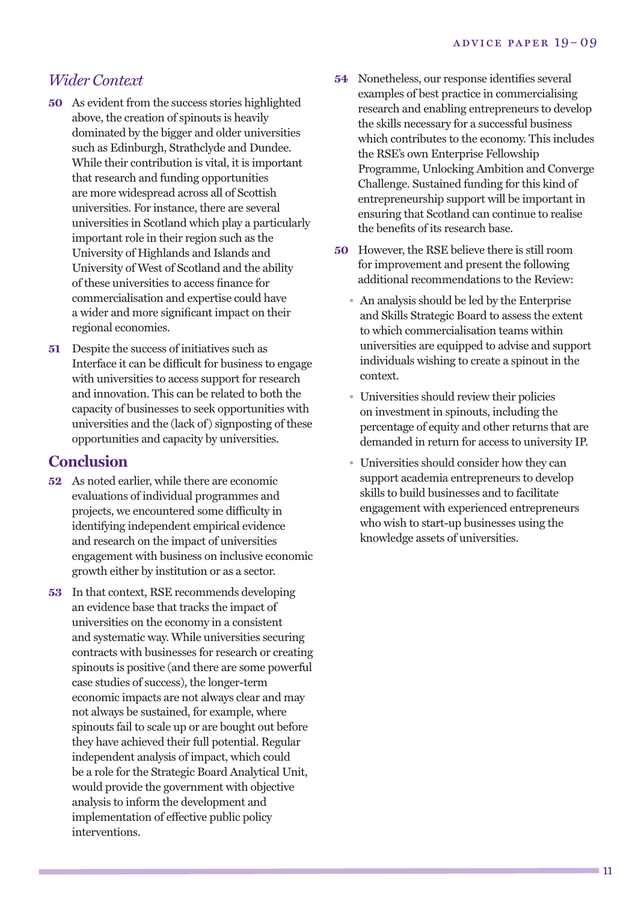## *Wider Context*

**50** As evident from the success stories highlighted above, the creation of spinouts is heavily dominated by the bigger and older universities such as Edinburgh, Strathclyde and Dundee. While their contribution is vital, it is important that research and funding opportunities are more widespread across all of Scottish universities. For instance, there are several universities in Scotland which play a particularly important role in their region such as the University of Highlands and Islands and University of West of Scotland and the ability of these universities to access finance for commercialisation and expertise could have a wider and more significant impact on their regional economies.

**51** Despite the success of initiatives such as Interface it can be difficult for business to engage with universities to access support for research and innovation. This can be related to both the capacity of businesses to seek opportunities with universities and the (lack of) signposting of these opportunities and capacity by universities.

## Conclusion

**52** As noted earlier, while there are economic evaluations of individual programmes and projects, we encountered some difficulty in identifying independent empirical evidence and research on the impact of universities engagement with business on inclusive economic growth either by institution or as a sector.

**53** In that context, RSE recommends developing an evidence base that tracks the impact of universities on the economy in a consistent and systematic way. While universities securing contracts with businesses for research or creating spinouts is positive (and there are some powerful case studies of success), the longer-term economic impacts are not always clear and may not always be sustained, for example, where spinouts fail to scale up or are bought out before they have achieved their full potential. Regular independent analysis of impact, which could be a role for the Strategic Board Analytical Unit, would provide the government with objective analysis to inform the development and implementation of effective public policy interventions.

**54** Nonetheless, our response identifies several examples of best practice in commercialising research and enabling entrepreneurs to develop the skills necessary for a successful business which contributes to the economy. This includes the RSE's own Enterprise Fellowship Programme, Unlocking Ambition and Converge Challenge. Sustained funding for this kind of entrepreneurship support will be important in ensuring that Scotland can continue to realise the benefits of its research base.

**50** However, the RSE believe there is still room for improvement and present the following additional recommendations to the Review:

- An analysis should be led by the Enterprise and Skills Strategic Board to assess the extent to which commercialisation teams within universities are equipped to advise and support individuals wishing to create a spinout in the context.
- Universities should review their policies on investment in spinouts, including the percentage of equity and other returns that are demanded in return for access to university IP.
- Universities should consider how they can support academia entrepreneurs to develop skills to build businesses and to facilitate engagement with experienced entrepreneurs who wish to start-up businesses using the knowledge assets of universities.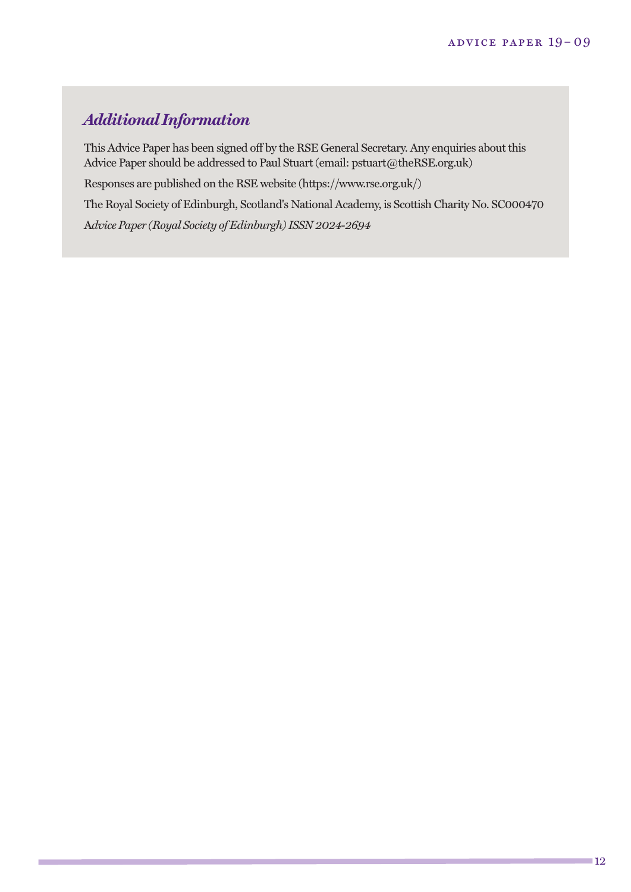## *Additional Information*

This Advice Paper has been signed off by the RSE General Secretary. Any enquiries about this Advice Paper should be addressed to Paul Stuart (email: pstuart@theRSE.org.uk)

Responses are published on the RSE website (https://www.rse.org.uk/)

The Royal Society of Edinburgh, Scotland's National Academy, is Scottish Charity No. SC000470

*Advice Paper (Royal Society of Edinburgh) ISSN 2024-2694*